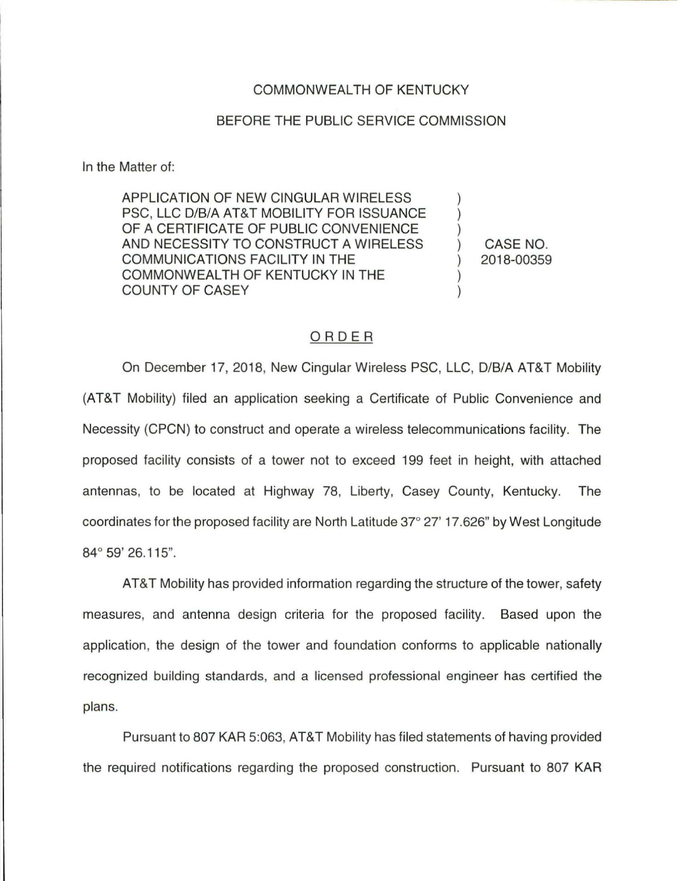COMMONWEALTH OF KENTUCKY

BEFORE THE PUBLIC SERVICE COMMISSION

In the Matter of:

| | | |
|---|---|---|
| APPLICATION OF NEW CINGULAR WIRELESS PSC, LLC D/B/A AT&T MOBILITY FOR ISSUANCE OF A CERTIFICATE OF PUBLIC CONVENIENCE AND NECESSITY TO CONSTRUCT A WIRELESS COMMUNICATIONS FACILITY IN THE COMMONWEALTH OF KENTUCKY IN THE COUNTY OF CASEY | ) | CASE NO. 2018-00359 |

## ORDER

On December 17, 2018, New Cingular Wireless PSC, LLC, D/B/A AT&T Mobility (AT&T Mobility) filed an application seeking a Certificate of Public Convenience and Necessity (CPCN) to construct and operate a wireless telecommunications facility. The proposed facility consists of a tower not to exceed 199 feet in height, with attached antennas, to be located at Highway 78, Liberty, Casey County, Kentucky. The coordinates for the proposed facility are North Latitude 37° 27' 17.626" by West Longitude 84° 59' 26.115".

AT&T Mobility has provided information regarding the structure of the tower, safety measures, and antenna design criteria for the proposed facility. Based upon the application, the design of the tower and foundation conforms to applicable nationally recognized building standards, and a licensed professional engineer has certified the plans.

Pursuant to 807 KAR 5:063, AT&T Mobility has filed statements of having provided the required notifications regarding the proposed construction. Pursuant to 807 KAR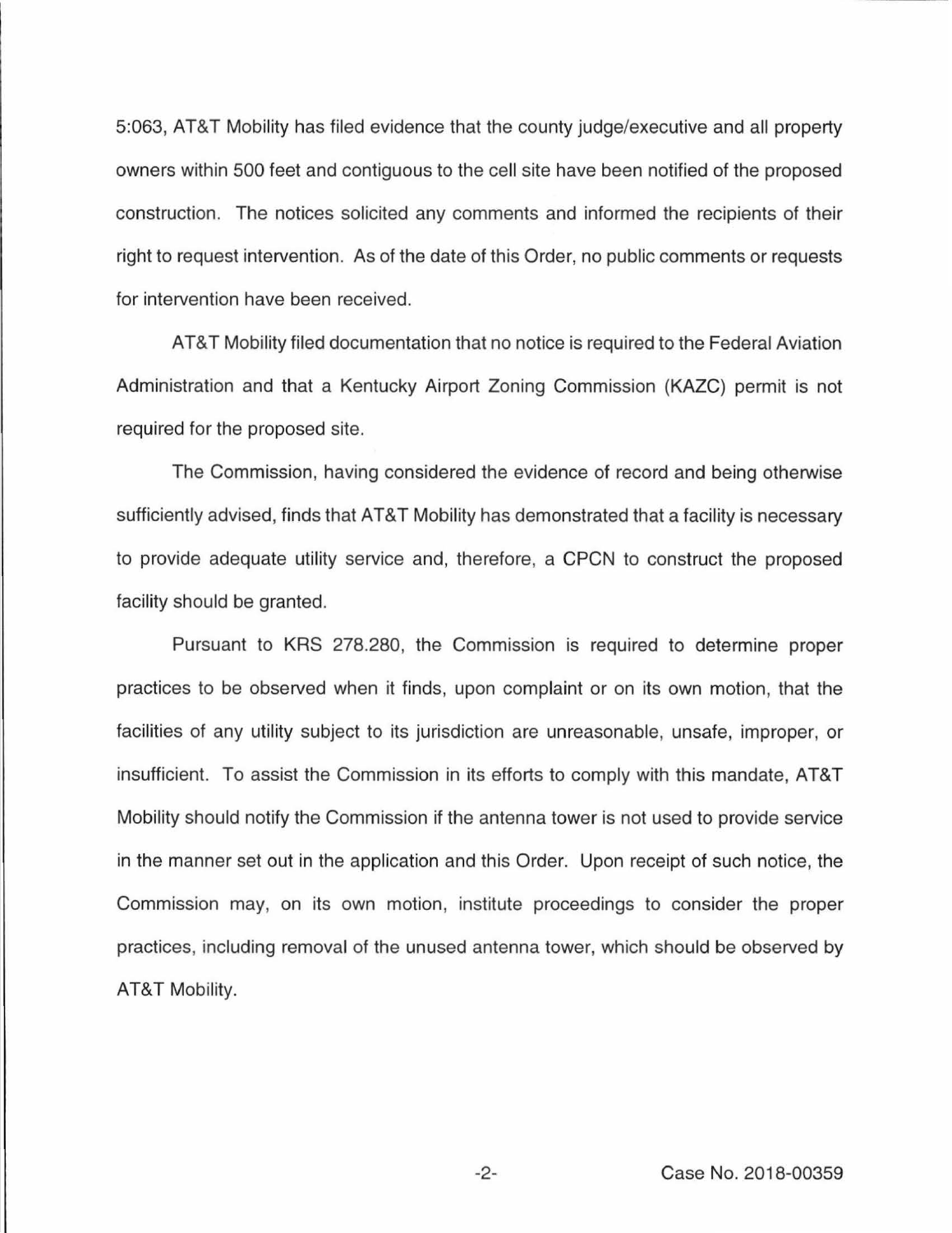5:063, AT&T Mobility has filed evidence that the county judge/executive and all property owners within 500 feet and contiguous to the cell site have been notified of the proposed construction. The notices solicited any comments and informed the recipients of their right to request intervention. As of the date of this Order, no public comments or requests for intervention have been received.

AT&T Mobility filed documentation that no notice is required to the Federal Aviation Administration and that a Kentucky Airport Zoning Commission (KAZC) permit is not required for the proposed site.

The Commission, having considered the evidence of record and being otherwise sufficiently advised, finds that AT&T Mobility has demonstrated that a facility is necessary to provide adequate utility service and, therefore, a CPCN to construct the proposed facility should be granted.

Pursuant to KRS 278.280, the Commission is required to determine proper practices to be observed when it finds, upon complaint or on its own motion, that the facilities of any utility subject to its jurisdiction are unreasonable, unsafe, improper, or insufficient. To assist the Commission in its efforts to comply with this mandate, AT&T Mobility should notify the Commission if the antenna tower is not used to provide service in the manner set out in the application and this Order. Upon receipt of such notice, the Commission may, on its own motion, institute proceedings to consider the proper practices, including removal of the unused antenna tower, which should be observed by AT&T Mobility.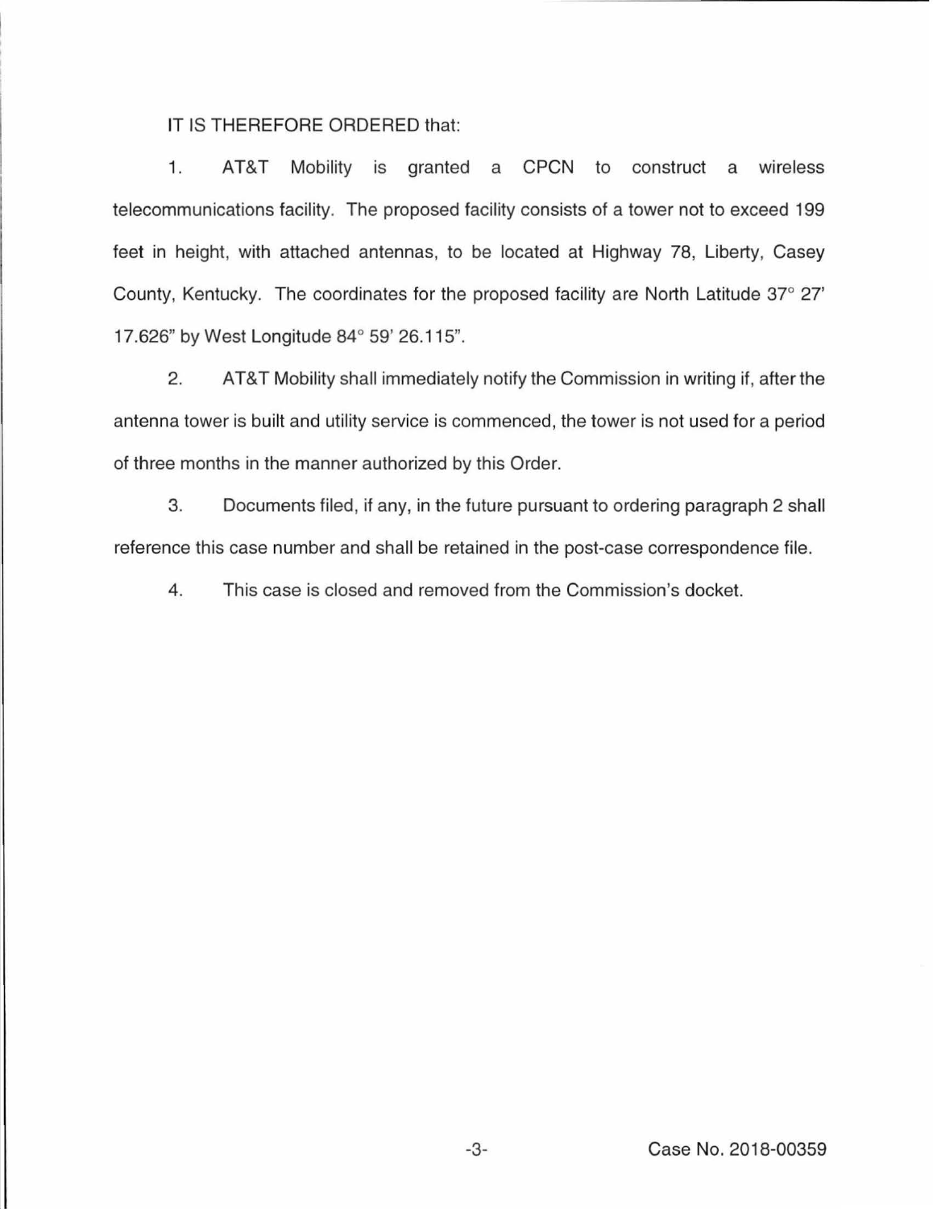IT IS THEREFORE ORDERED that:

1. AT&T Mobility is granted a CPCN to construct a wireless telecommunications facility. The proposed facility consists of a tower not to exceed 199 feet in height, with attached antennas, to be located at Highway 78, Liberty, Casey County, Kentucky. The coordinates for the proposed facility are North Latitude 37° 27' 17.626" by West Longitude 84° 59' 26.115".

2. AT&T Mobility shall immediately notify the Commission in writing if, after the antenna tower is built and utility service is commenced, the tower is not used for a period of three months in the manner authorized by this Order.

3. Documents filed, if any, in the future pursuant to ordering paragraph 2 shall reference this case number and shall be retained in the post-case correspondence file.

4. This case is closed and removed from the Commission's docket.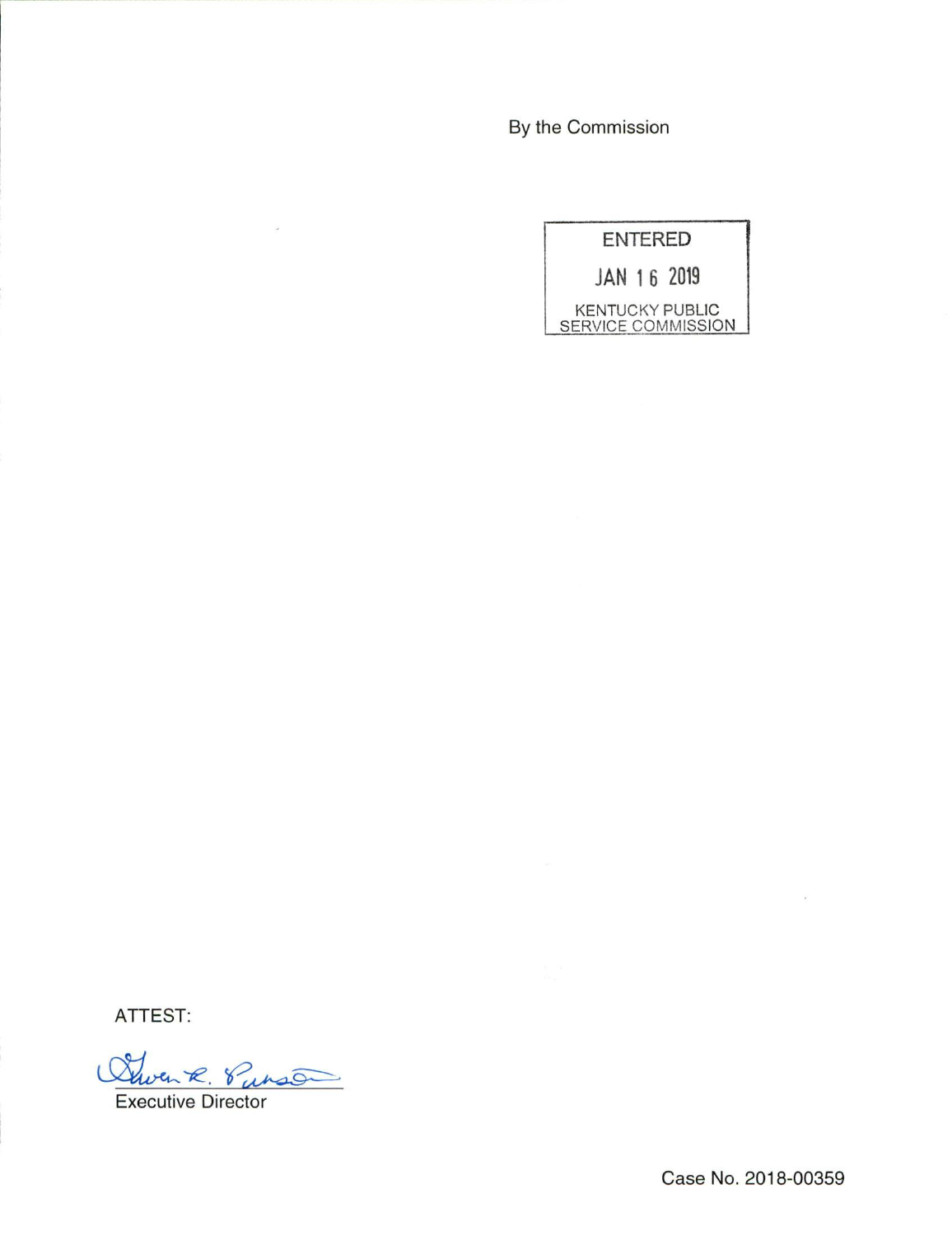By the Commission

ENTERED

JAN 16 2019

KENTUCKY PUBLIC SERVICE COMMISSION

ATTEST:

Executive Director

Case No. 2018-00359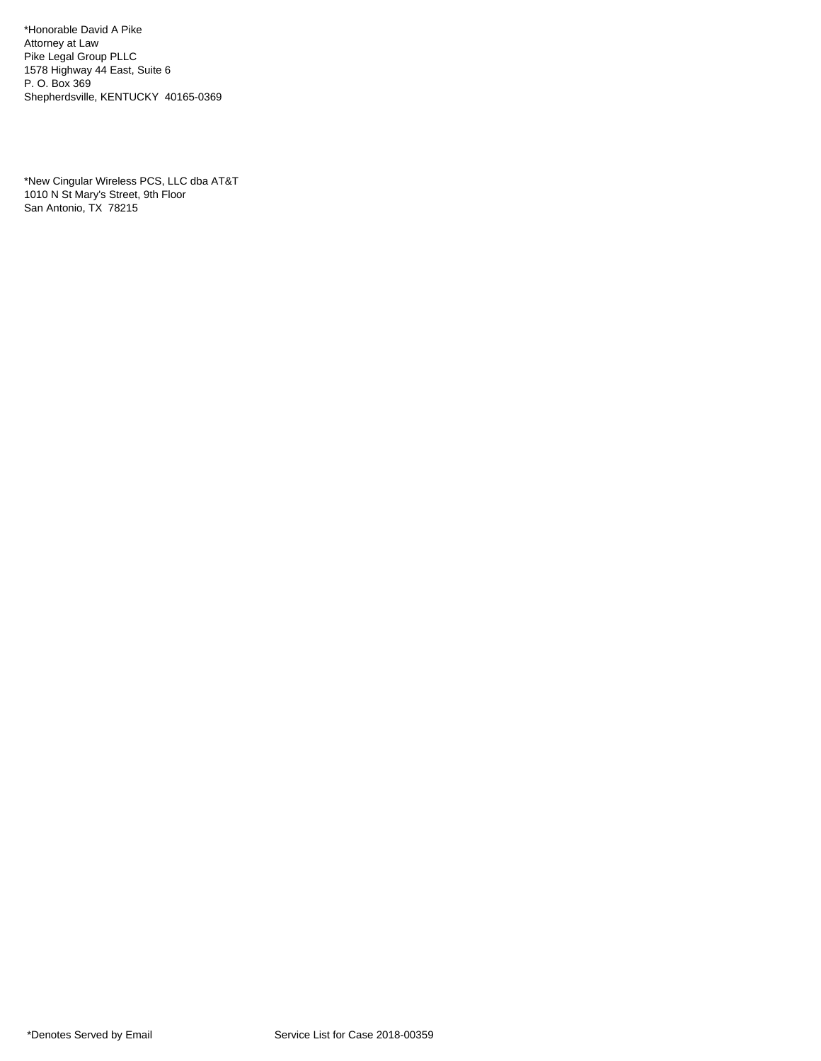*Honorable David A Pike
Attorney at Law
Pike Legal Group PLLC
1578 Highway 44 East, Suite 6
P. O. Box 369
Shepherdsville, KENTUCKY  40165-0369

*New Cingular Wireless PCS, LLC dba AT&T
1010 N St Mary's Street, 9th Floor
San Antonio, TX  78215

*Denotes Served by Email

Service List for Case 2018-00359